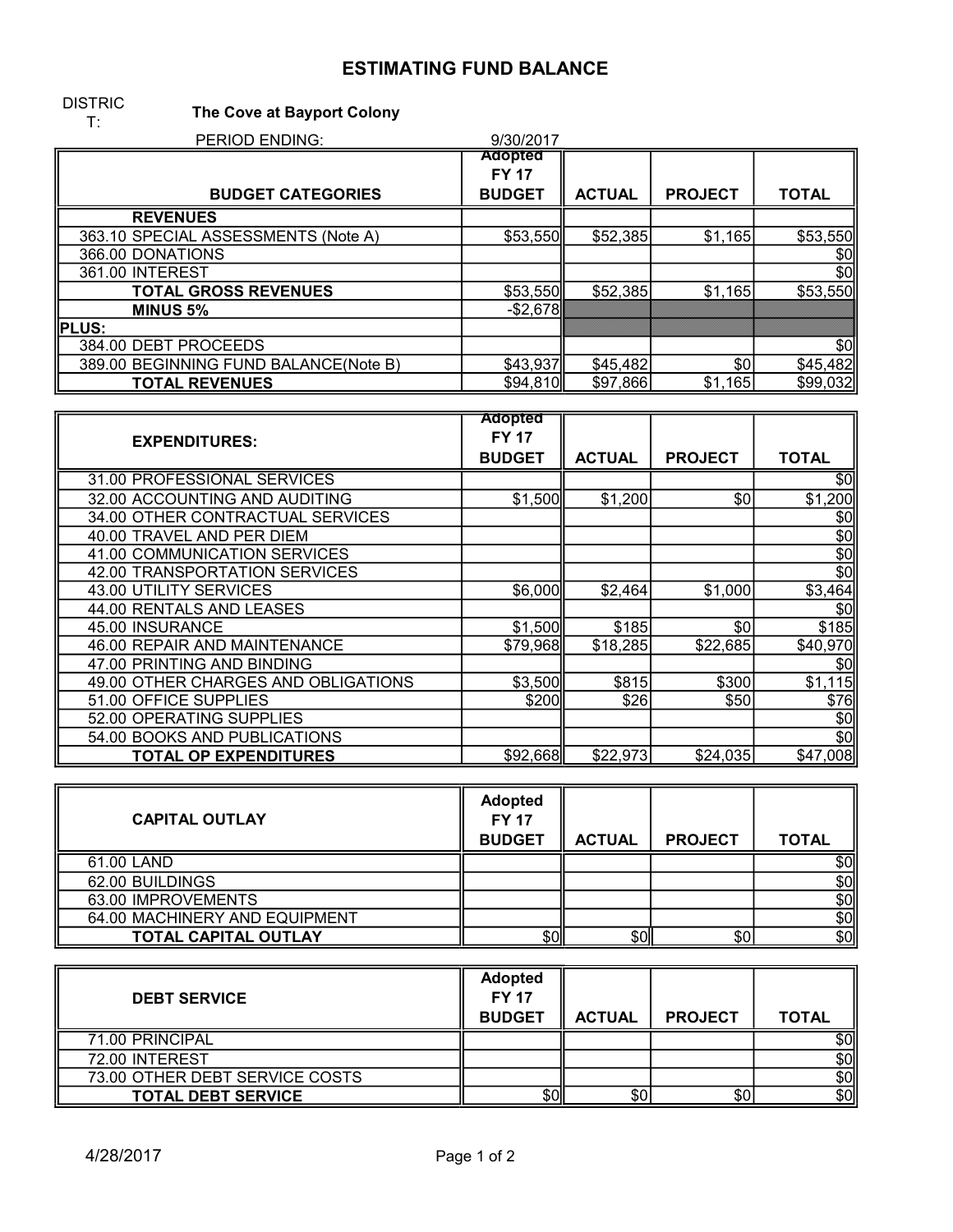# ESTIMATING FUND BALANCE

DISTRICT: **The Cove at Bayport Colony**

PERIOD ENDING: 9/30/2017

| BUDGET CATEGORIES | Adopted FY 17 BUDGET | ACTUAL | PROJECT | TOTAL |
|---|---|---|---|---|
| **REVENUES** | | | | |
| 363.10 SPECIAL ASSESSMENTS (Note A) | $53,550 | $52,385 | $1,165 | $53,550 |
| 366.00 DONATIONS | | | | $0 |
| 361.00 INTEREST | | | | $0 |
| **TOTAL GROSS REVENUES** | $53,550 | $52,385 | $1,165 | $53,550 |
| **MINUS 5%** | -$2,678 | | | |
| **PLUS:** | | | | |
| 384.00 DEBT PROCEEDS | | | | $0 |
| 389.00 BEGINNING FUND BALANCE(Note B) | $43,937 | $45,482 | $0 | $45,482 |
| **TOTAL REVENUES** | $94,810 | $97,866 | $1,165 | $99,032 |

| EXPENDITURES: | Adopted FY 17 BUDGET | ACTUAL | PROJECT | TOTAL |
|---|---|---|---|---|
| 31.00 PROFESSIONAL SERVICES | | | | $0 |
| 32.00 ACCOUNTING AND AUDITING | $1,500 | $1,200 | $0 | $1,200 |
| 34.00 OTHER CONTRACTUAL SERVICES | | | | $0 |
| 40.00 TRAVEL AND PER DIEM | | | | $0 |
| 41.00 COMMUNICATION SERVICES | | | | $0 |
| 42.00 TRANSPORTATION SERVICES | | | | $0 |
| 43.00 UTILITY SERVICES | $6,000 | $2,464 | $1,000 | $3,464 |
| 44.00 RENTALS AND LEASES | | | | $0 |
| 45.00 INSURANCE | $1,500 | $185 | $0 | $185 |
| 46.00 REPAIR AND MAINTENANCE | $79,968 | $18,285 | $22,685 | $40,970 |
| 47.00 PRINTING AND BINDING | | | | $0 |
| 49.00 OTHER CHARGES AND OBLIGATIONS | $3,500 | $815 | $300 | $1,115 |
| 51.00 OFFICE SUPPLIES | $200 | $26 | $50 | $76 |
| 52.00 OPERATING SUPPLIES | | | | $0 |
| 54.00 BOOKS AND PUBLICATIONS | | | | $0 |
| **TOTAL OP EXPENDITURES** | $92,668 | $22,973 | $24,035 | $47,008 |

| CAPITAL OUTLAY | Adopted FY 17 BUDGET | ACTUAL | PROJECT | TOTAL |
|---|---|---|---|---|
| 61.00 LAND | | | | $0 |
| 62.00 BUILDINGS | | | | $0 |
| 63.00 IMPROVEMENTS | | | | $0 |
| 64.00 MACHINERY AND EQUIPMENT | | | | $0 |
| **TOTAL CAPITAL OUTLAY** | $0 | $0 | $0 | $0 |

| DEBT SERVICE | Adopted FY 17 BUDGET | ACTUAL | PROJECT | TOTAL |
|---|---|---|---|---|
| 71.00 PRINCIPAL | | | | $0 |
| 72.00 INTEREST | | | | $0 |
| 73.00 OTHER DEBT SERVICE COSTS | | | | $0 |
| **TOTAL DEBT SERVICE** | $0 | $0 | $0 | $0 |

4/28/2017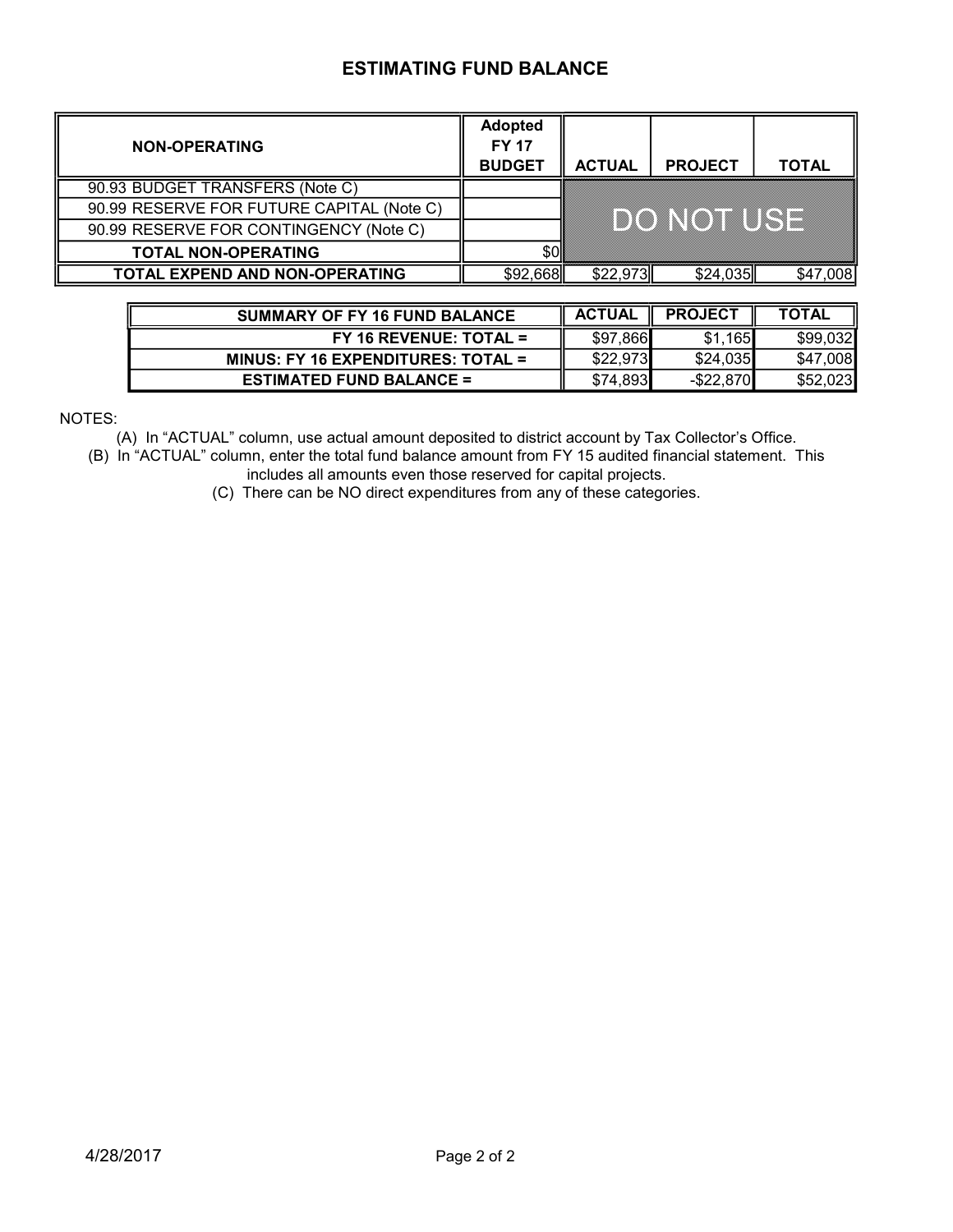# ESTIMATING FUND BALANCE

| NON-OPERATING | Adopted FY 17 BUDGET | ACTUAL | PROJECT | TOTAL |
|---|---|---|---|---|
| 90.93 BUDGET TRANSFERS (Note C) | | DO NOT USE | | |
| 90.99 RESERVE FOR FUTURE CAPITAL (Note C) | | | | |
| 90.99 RESERVE FOR CONTINGENCY (Note C) | | | | |
| **TOTAL NON-OPERATING** | $0 | | | |
| **TOTAL EXPEND AND NON-OPERATING** | $92,668 | $22,973 | $24,035 | $47,008 |

| SUMMARY OF FY 16 FUND BALANCE | ACTUAL | PROJECT | TOTAL |
|---|---|---|---|
| **FY 16 REVENUE: TOTAL =** | $97,866 | $1,165 | $99,032 |
| **MINUS: FY 16 EXPENDITURES: TOTAL =** | $22,973 | $24,035 | $47,008 |
| **ESTIMATED FUND BALANCE =** | $74,893 | -$22,870 | $52,023 |

NOTES:

(A) In "ACTUAL" column, use actual amount deposited to district account by Tax Collector's Office.

(B) In "ACTUAL" column, enter the total fund balance amount from FY 15 audited financial statement. This includes all amounts even those reserved for capital projects.

(C) There can be NO direct expenditures from any of these categories.

4/28/2017